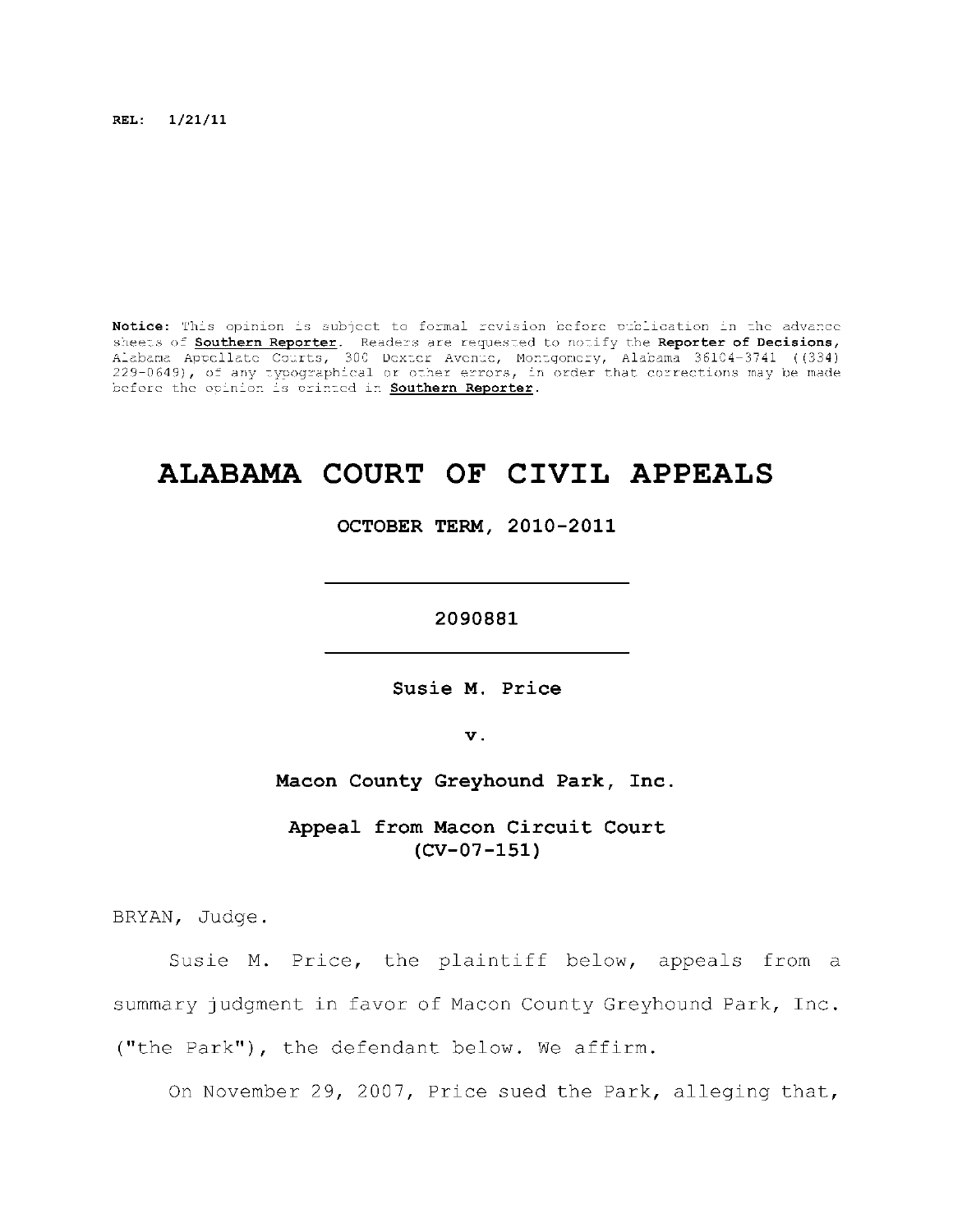REL: 1/21/11

**Notice:** This opinion is subject to formal revision before publication in the advance sheets of **Southern Reporter**. Readers are requested to notify the **Reporter of Decisions**, Alabama Appellate Courts, 300 Dexter Avenue, Montgomery, Alabama 36104-3741 ((334) 229-0649), of any typographical or other errors, in order that corrections may be made before the opinion is printed in **Southern Reporter**.

# ALABAMA COURT OF CIVIL APPEALS

**OCTOBER TERM, 2010-2011**

---

**2090881**

---

**Susie M. Price**

**v.**

**Macon County Greyhound Park, Inc.**

**Appeal from Macon Circuit Court (CV-07-151)**

BRYAN, Judge.

Susie M. Price, the plaintiff below, appeals from a summary judgment in favor of Macon County Greyhound Park, Inc. ("the Park"), the defendant below. We affirm.

On November 29, 2007, Price sued the Park, alleging that,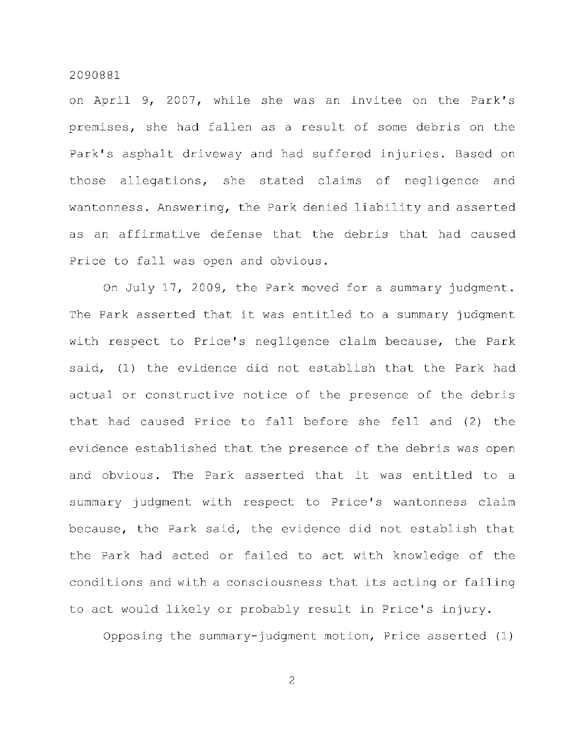on April 9, 2007, while she was an invitee on the Park's premises, she had fallen as a result of some debris on the Park's asphalt driveway and had suffered injuries. Based on those allegations, she stated claims of negligence and wantonness. Answering, the Park denied liability and asserted as an affirmative defense that the debris that had caused Price to fall was open and obvious.

On July 17, 2009, the Park moved for a summary judgment. The Park asserted that it was entitled to a summary judgment with respect to Price's negligence claim because, the Park said, (1) the evidence did not establish that the Park had actual or constructive notice of the presence of the debris that had caused Price to fall before she fell and (2) the evidence established that the presence of the debris was open and obvious. The Park asserted that it was entitled to a summary judgment with respect to Price's wantonness claim because, the Park said, the evidence did not establish that the Park had acted or failed to act with knowledge of the conditions and with a consciousness that its acting or failing to act would likely or probably result in Price's injury.

Opposing the summary-judgment motion, Price asserted (1)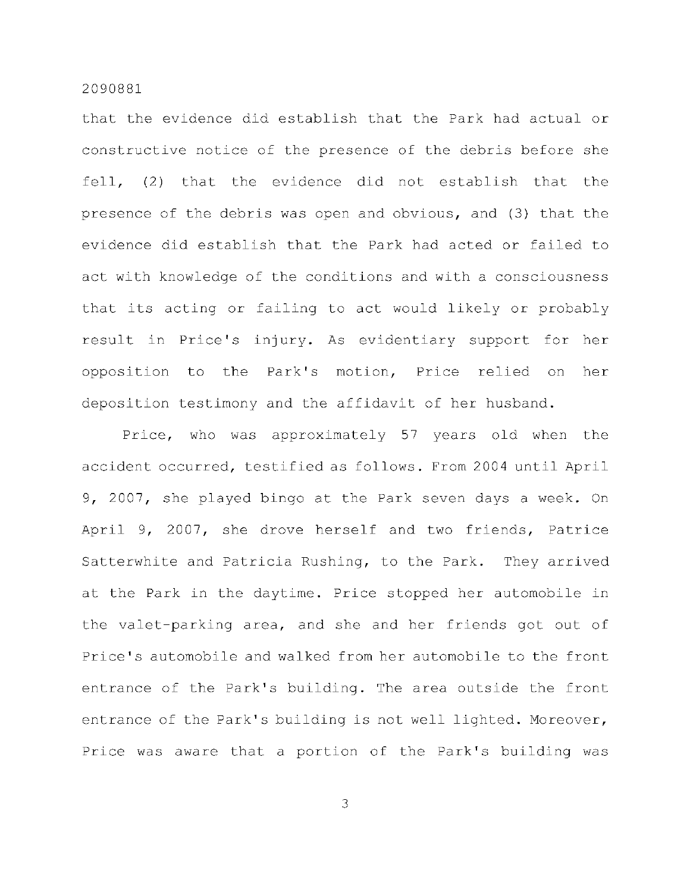that the evidence did establish that the Park had actual or constructive notice of the presence of the debris before she fell, (2) that the evidence did not establish that the presence of the debris was open and obvious, and (3) that the evidence did establish that the Park had acted or failed to act with knowledge of the conditions and with a consciousness that its acting or failing to act would likely or probably result in Price's injury. As evidentiary support for her opposition to the Park's motion, Price relied on her deposition testimony and the affidavit of her husband.

Price, who was approximately 57 years old when the accident occurred, testified as follows. From 2004 until April 9, 2007, she played bingo at the Park seven days a week. On April 9, 2007, she drove herself and two friends, Patrice Satterwhite and Patricia Rushing, to the Park. They arrived at the Park in the daytime. Price stopped her automobile in the valet-parking area, and she and her friends got out of Price's automobile and walked from her automobile to the front entrance of the Park's building. The area outside the front entrance of the Park's building is not well lighted. Moreover, Price was aware that a portion of the Park's building was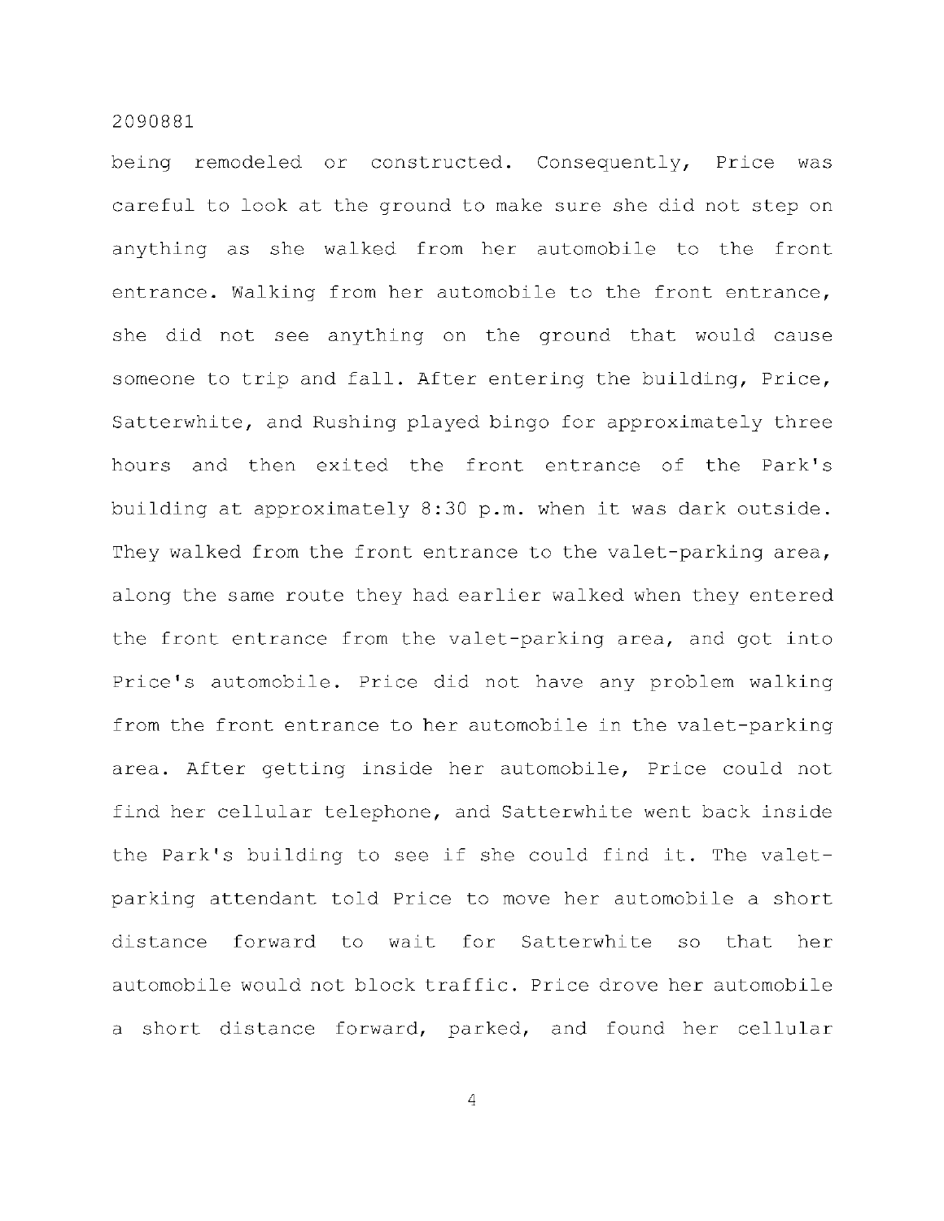being remodeled or constructed. Consequently, Price was careful to look at the ground to make sure she did not step on anything as she walked from her automobile to the front entrance. Walking from her automobile to the front entrance, she did not see anything on the ground that would cause someone to trip and fall. After entering the building, Price, Satterwhite, and Rushing played bingo for approximately three hours and then exited the front entrance of the Park's building at approximately 8:30 p.m. when it was dark outside. They walked from the front entrance to the valet-parking area, along the same route they had earlier walked when they entered the front entrance from the valet-parking area, and got into Price's automobile. Price did not have any problem walking from the front entrance to her automobile in the valet-parking area. After getting inside her automobile, Price could not find her cellular telephone, and Satterwhite went back inside the Park's building to see if she could find it. The valet-parking attendant told Price to move her automobile a short distance forward to wait for Satterwhite so that her automobile would not block traffic. Price drove her automobile a short distance forward, parked, and found her cellular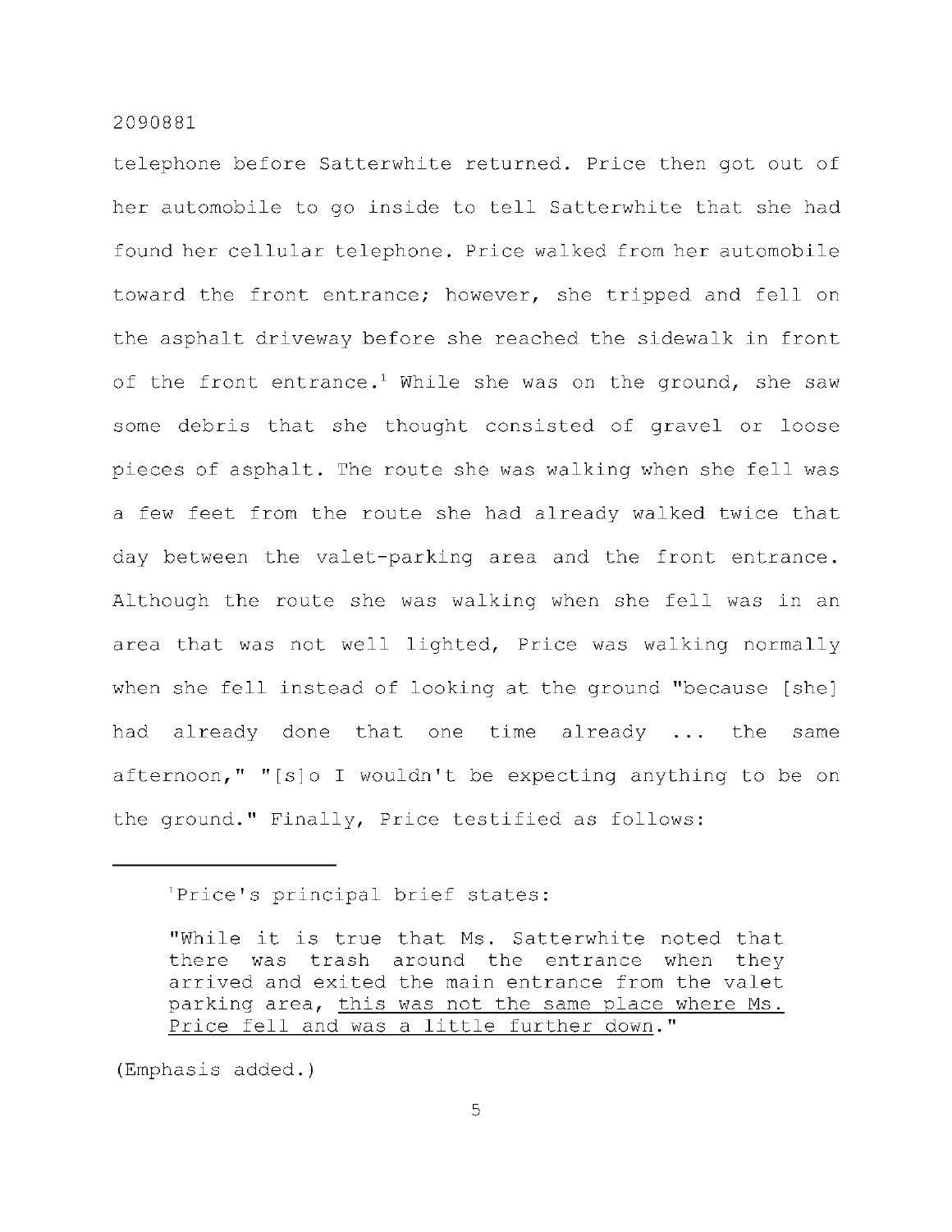telephone before Satterwhite returned. Price then got out of her automobile to go inside to tell Satterwhite that she had found her cellular telephone. Price walked from her automobile toward the front entrance; however, she tripped and fell on the asphalt driveway before she reached the sidewalk in front of the front entrance.[1] While she was on the ground, she saw some debris that she thought consisted of gravel or loose pieces of asphalt. The route she was walking when she fell was a few feet from the route she had already walked twice that day between the valet-parking area and the front entrance. Although the route she was walking when she fell was in an area that was not well lighted, Price was walking normally when she fell instead of looking at the ground "because [she] had already done that one time already ... the same afternoon," "[s]o I wouldn't be expecting anything to be on the ground." Finally, Price testified as follows:

---

[1]Price's principal brief states:

> "While it is true that Ms. Satterwhite noted that there was trash around the entrance when they arrived and exited the main entrance from the valet parking area, <u>this was not the same place where Ms. Price fell and was a little further down</u>."

(Emphasis added.)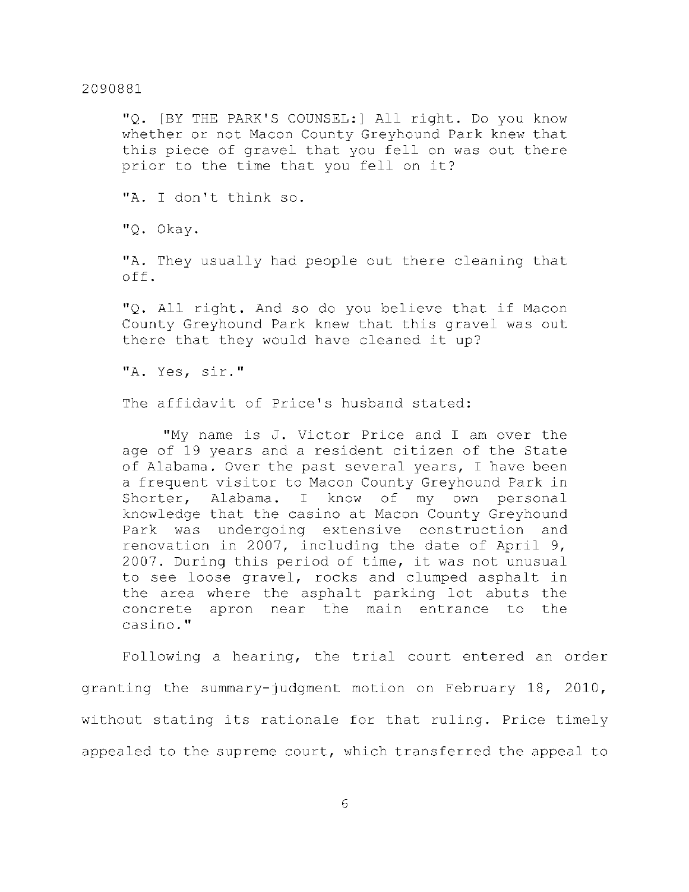"Q. [BY THE PARK'S COUNSEL:] All right. Do you know whether or not Macon County Greyhound Park knew that this piece of gravel that you fell on was out there prior to the time that you fell on it?

"A. I don't think so.

"Q. Okay.

"A. They usually had people out there cleaning that off.

"Q. All right. And so do you believe that if Macon County Greyhound Park knew that this gravel was out there that they would have cleaned it up?

"A. Yes, sir."

The affidavit of Price's husband stated:

"My name is J. Victor Price and I am over the age of 19 years and a resident citizen of the State of Alabama. Over the past several years, I have been a frequent visitor to Macon County Greyhound Park in Shorter, Alabama. I know of my own personal knowledge that the casino at Macon County Greyhound Park was undergoing extensive construction and renovation in 2007, including the date of April 9, 2007. During this period of time, it was not unusual to see loose gravel, rocks and clumped asphalt in the area where the asphalt parking lot abuts the concrete apron near the main entrance to the casino."

Following a hearing, the trial court entered an order granting the summary-judgment motion on February 18, 2010, without stating its rationale for that ruling. Price timely appealed to the supreme court, which transferred the appeal to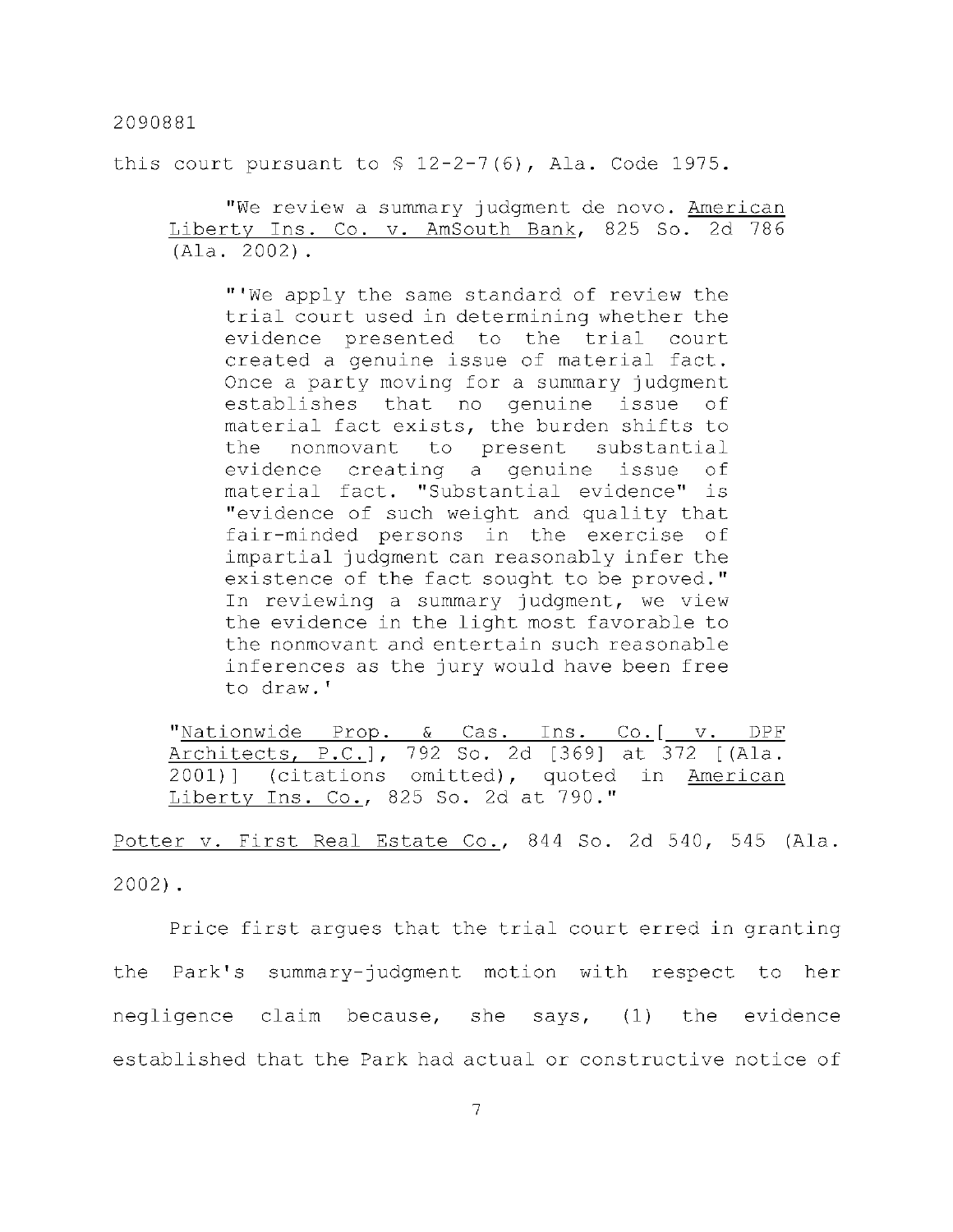this court pursuant to § 12-2-7(6), Ala. Code 1975.

> "We review a summary judgment de novo. <u>American Liberty Ins. Co. v. AmSouth Bank</u>, 825 So. 2d 786 (Ala. 2002).
>
> > "'We apply the same standard of review the trial court used in determining whether the evidence presented to the trial court created a genuine issue of material fact. Once a party moving for a summary judgment establishes that no genuine issue of material fact exists, the burden shifts to the nonmovant to present substantial evidence creating a genuine issue of material fact. "Substantial evidence" is "evidence of such weight and quality that fair-minded persons in the exercise of impartial judgment can reasonably infer the existence of the fact sought to be proved." In reviewing a summary judgment, we view the evidence in the light most favorable to the nonmovant and entertain such reasonable inferences as the jury would have been free to draw.'
>
> "<u>Nationwide Prop. & Cas. Ins. Co.[ v. DPF Architects, P.C.]</u>, 792 So. 2d [369] at 372 [(Ala. 2001)] (citations omitted), quoted in <u>American Liberty Ins. Co.</u>, 825 So. 2d at 790."

<u>Potter v. First Real Estate Co.</u>, 844 So. 2d 540, 545 (Ala. 2002).

Price first argues that the trial court erred in granting the Park's summary-judgment motion with respect to her negligence claim because, she says, (1) the evidence established that the Park had actual or constructive notice of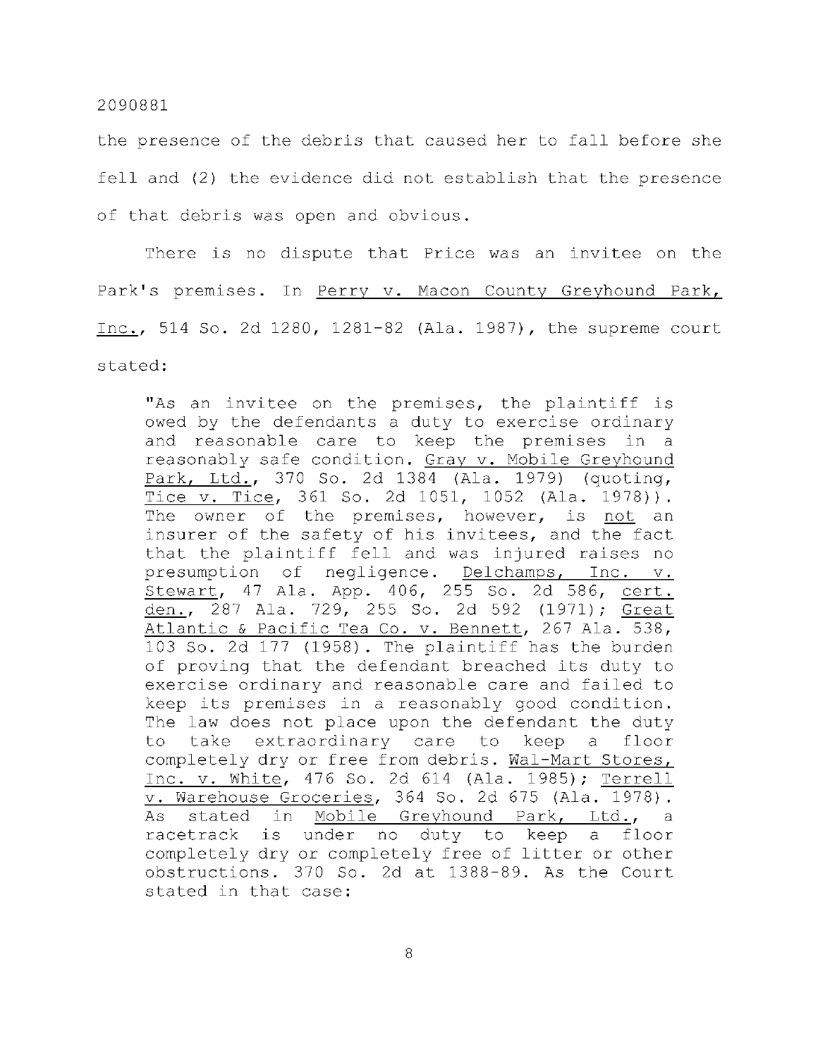the presence of the debris that caused her to fall before she fell and (2) the evidence did not establish that the presence of that debris was open and obvious.

There is no dispute that Price was an invitee on the Park's premises. In Perry v. Macon County Greyhound Park, Inc., 514 So. 2d 1280, 1281-82 (Ala. 1987), the supreme court stated:

> "As an invitee on the premises, the plaintiff is owed by the defendants a duty to exercise ordinary and reasonable care to keep the premises in a reasonably safe condition. Gray v. Mobile Greyhound Park, Ltd., 370 So. 2d 1384 (Ala. 1979) (quoting, Tice v. Tice, 361 So. 2d 1051, 1052 (Ala. 1978)). The owner of the premises, however, is not an insurer of the safety of his invitees, and the fact that the plaintiff fell and was injured raises no presumption of negligence. Delchamps, Inc. v. Stewart, 47 Ala. App. 406, 255 So. 2d 586, cert. den., 287 Ala. 729, 255 So. 2d 592 (1971); Great Atlantic & Pacific Tea Co. v. Bennett, 267 Ala. 538, 103 So. 2d 177 (1958). The plaintiff has the burden of proving that the defendant breached its duty to exercise ordinary and reasonable care and failed to keep its premises in a reasonably good condition. The law does not place upon the defendant the duty to take extraordinary care to keep a floor completely dry or free from debris. Wal-Mart Stores, Inc. v. White, 476 So. 2d 614 (Ala. 1985); Terrell v. Warehouse Groceries, 364 So. 2d 675 (Ala. 1978). As stated in Mobile Greyhound Park, Ltd., a racetrack is under no duty to keep a floor completely dry or completely free of litter or other obstructions. 370 So. 2d at 1388-89. As the Court stated in that case: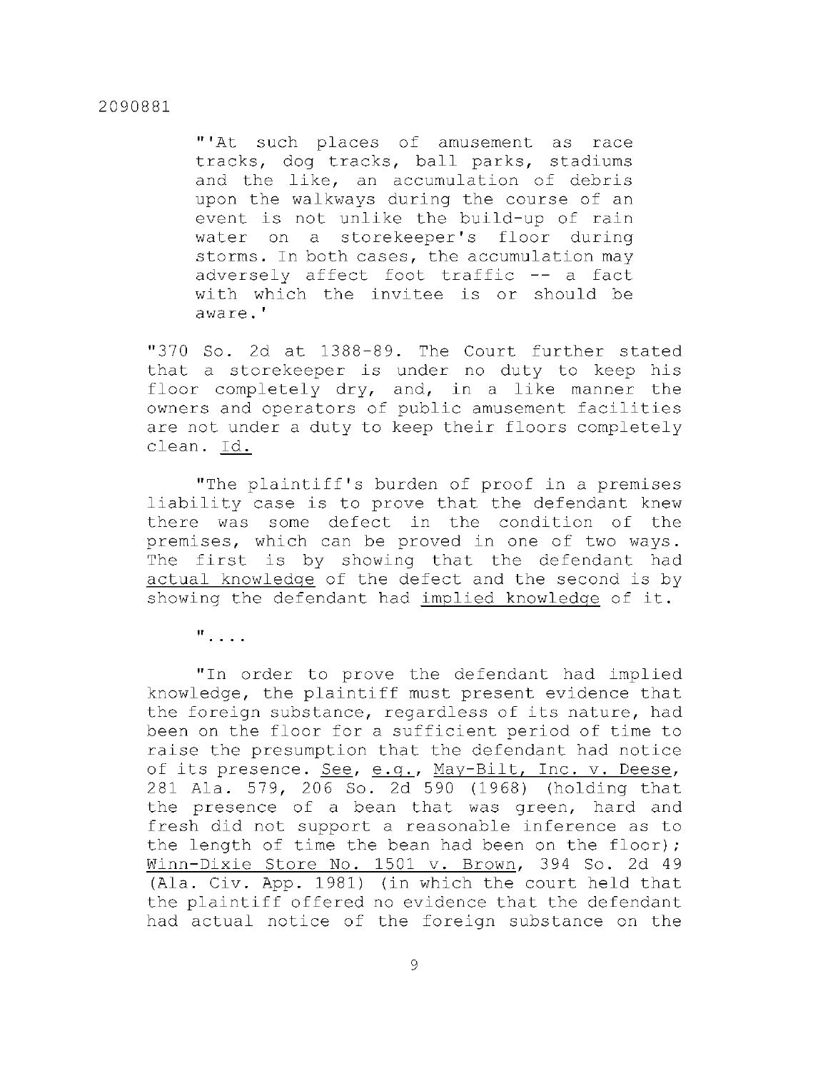> "'At such places of amusement as race tracks, dog tracks, ball parks, stadiums and the like, an accumulation of debris upon the walkways during the course of an event is not unlike the build-up of rain water on a storekeeper's floor during storms. In both cases, the accumulation may adversely affect foot traffic -- a fact with which the invitee is or should be aware.'

"370 So. 2d at 1388-89. The Court further stated that a storekeeper is under no duty to keep his floor completely dry, and, in a like manner the owners and operators of public amusement facilities are not under a duty to keep their floors completely clean. Id.

"The plaintiff's burden of proof in a premises liability case is to prove that the defendant knew there was some defect in the condition of the premises, which can be proved in one of two ways. The first is by showing that the defendant had actual knowledge of the defect and the second is by showing the defendant had implied knowledge of it.

"....

"In order to prove the defendant had implied knowledge, the plaintiff must present evidence that the foreign substance, regardless of its nature, had been on the floor for a sufficient period of time to raise the presumption that the defendant had notice of its presence. See, e.g., May-Bilt, Inc. v. Deese, 281 Ala. 579, 206 So. 2d 590 (1968) (holding that the presence of a bean that was green, hard and fresh did not support a reasonable inference as to the length of time the bean had been on the floor); Winn-Dixie Store No. 1501 v. Brown, 394 So. 2d 49 (Ala. Civ. App. 1981) (in which the court held that the plaintiff offered no evidence that the defendant had actual notice of the foreign substance on the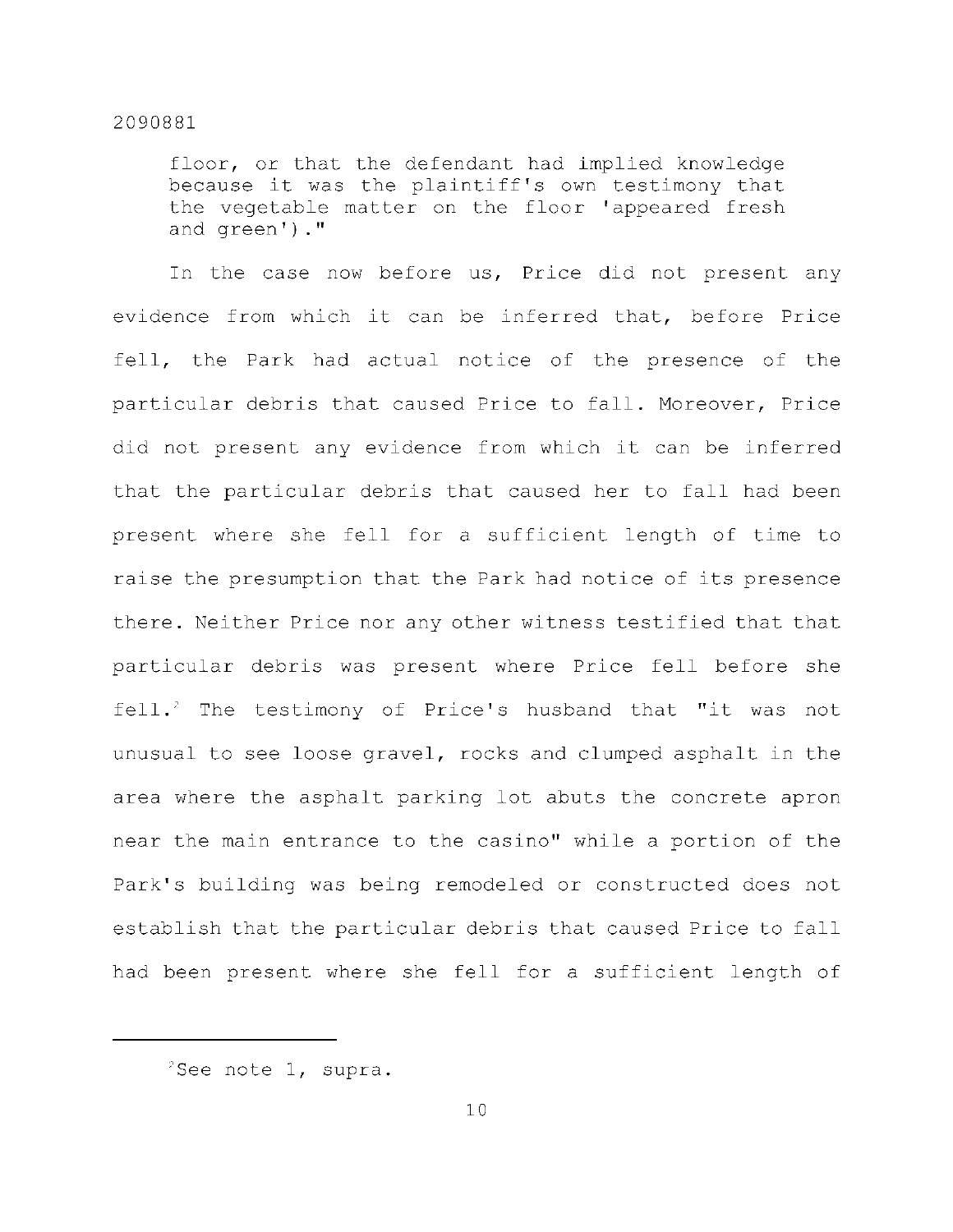floor, or that the defendant had implied knowledge because it was the plaintiff's own testimony that the vegetable matter on the floor 'appeared fresh and green')."

In the case now before us, Price did not present any evidence from which it can be inferred that, before Price fell, the Park had actual notice of the presence of the particular debris that caused Price to fall. Moreover, Price did not present any evidence from which it can be inferred that the particular debris that caused her to fall had been present where she fell for a sufficient length of time to raise the presumption that the Park had notice of its presence there. Neither Price nor any other witness testified that that particular debris was present where Price fell before she fell.[2] The testimony of Price's husband that "it was not unusual to see loose gravel, rocks and clumped asphalt in the area where the asphalt parking lot abuts the concrete apron near the main entrance to the casino" while a portion of the Park's building was being remodeled or constructed does not establish that the particular debris that caused Price to fall had been present where she fell for a sufficient length of

---

[2]See note 1, supra.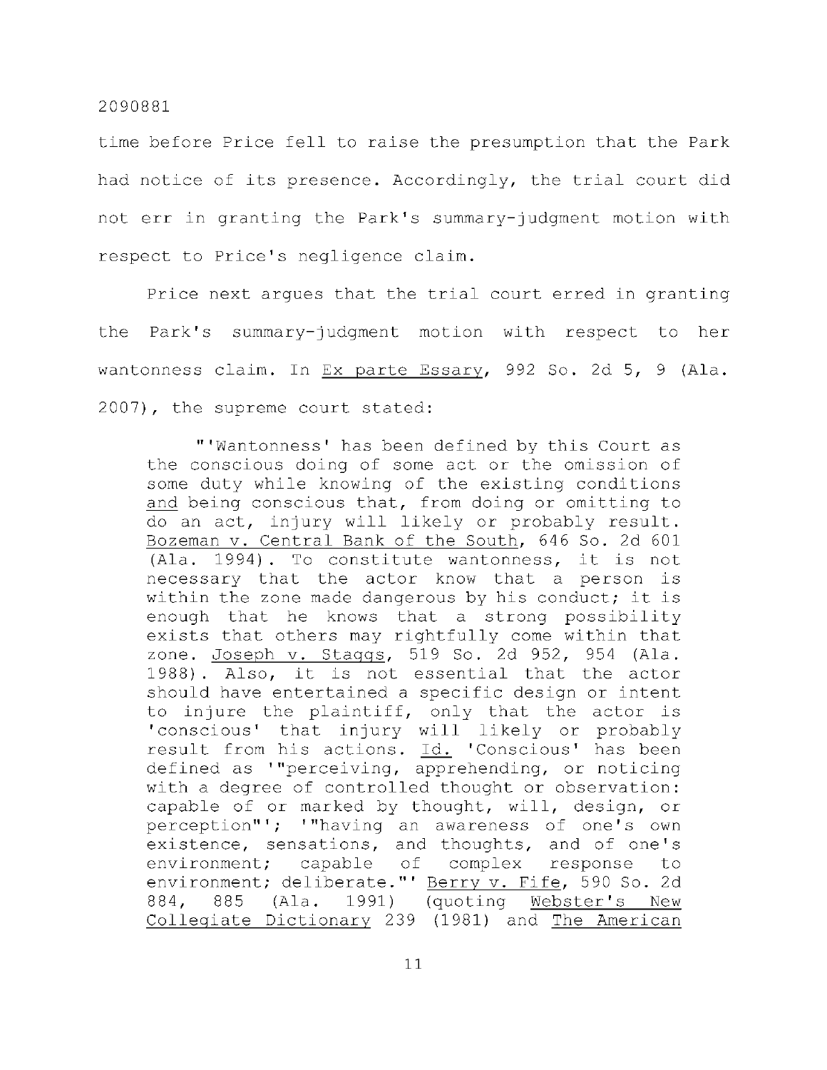time before Price fell to raise the presumption that the Park had notice of its presence. Accordingly, the trial court did not err in granting the Park's summary-judgment motion with respect to Price's negligence claim.

Price next argues that the trial court erred in granting the Park's summary-judgment motion with respect to her wantonness claim. In Ex parte Essary, 992 So. 2d 5, 9 (Ala. 2007), the supreme court stated:

> "'Wantonness' has been defined by this Court as the conscious doing of some act or the omission of some duty while knowing of the existing conditions and being conscious that, from doing or omitting to do an act, injury will likely or probably result. Bozeman v. Central Bank of the South, 646 So. 2d 601 (Ala. 1994). To constitute wantonness, it is not necessary that the actor know that a person is within the zone made dangerous by his conduct; it is enough that he knows that a strong possibility exists that others may rightfully come within that zone. Joseph v. Staggs, 519 So. 2d 952, 954 (Ala. 1988). Also, it is not essential that the actor should have entertained a specific design or intent to injure the plaintiff, only that the actor is 'conscious' that injury will likely or probably result from his actions. Id. 'Conscious' has been defined as '"perceiving, apprehending, or noticing with a degree of controlled thought or observation: capable of or marked by thought, will, design, or perception"'; '"having an awareness of one's own existence, sensations, and thoughts, and of one's environment; capable of complex response to environment; deliberate."' Berry v. Fife, 590 So. 2d 884, 885 (Ala. 1991) (quoting Webster's New Collegiate Dictionary 239 (1981) and The American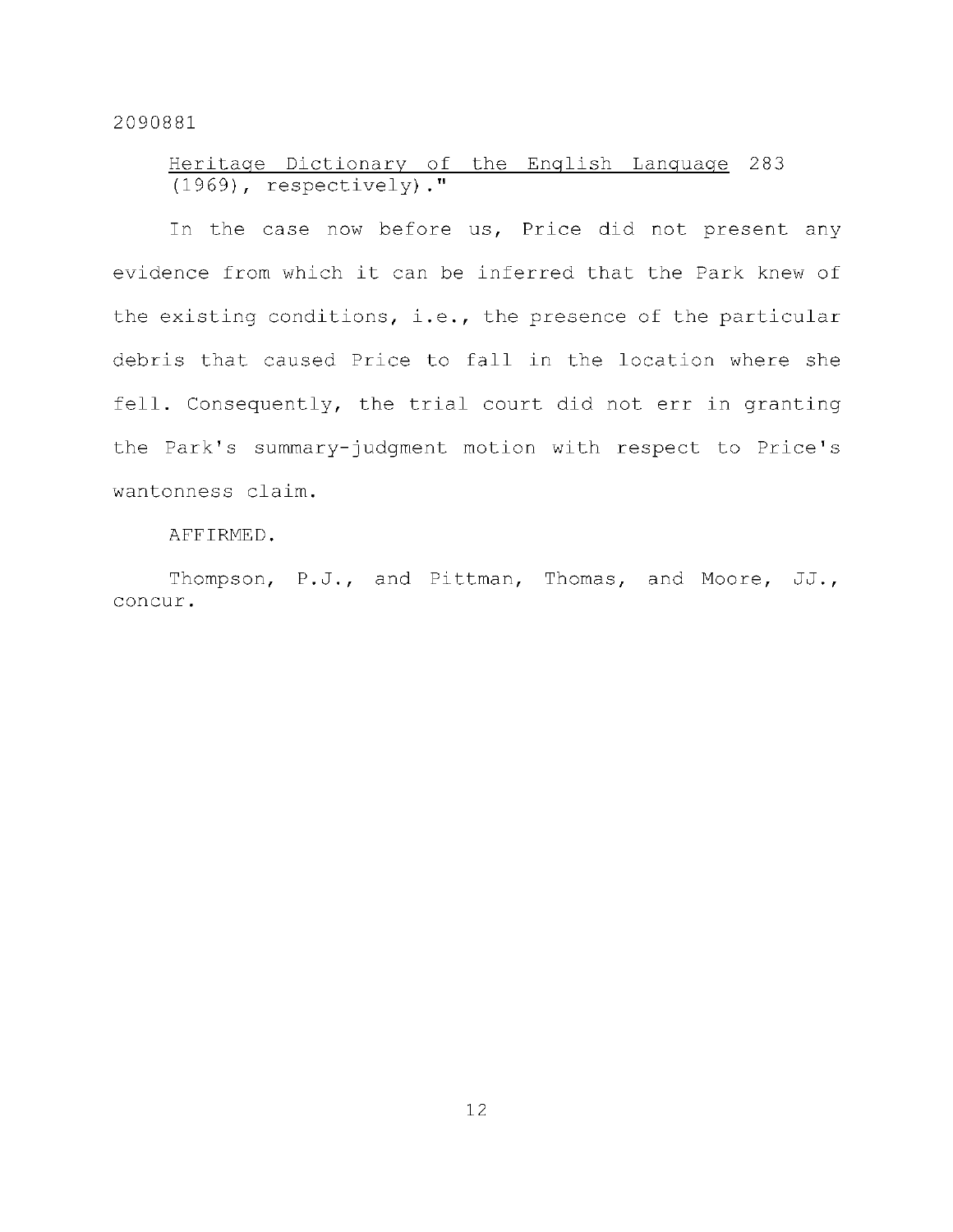Heritage Dictionary of the English Language 283 (1969), respectively)."

In the case now before us, Price did not present any evidence from which it can be inferred that the Park knew of the existing conditions, i.e., the presence of the particular debris that caused Price to fall in the location where she fell. Consequently, the trial court did not err in granting the Park's summary-judgment motion with respect to Price's wantonness claim.

AFFIRMED.

Thompson, P.J., and Pittman, Thomas, and Moore, JJ., concur.